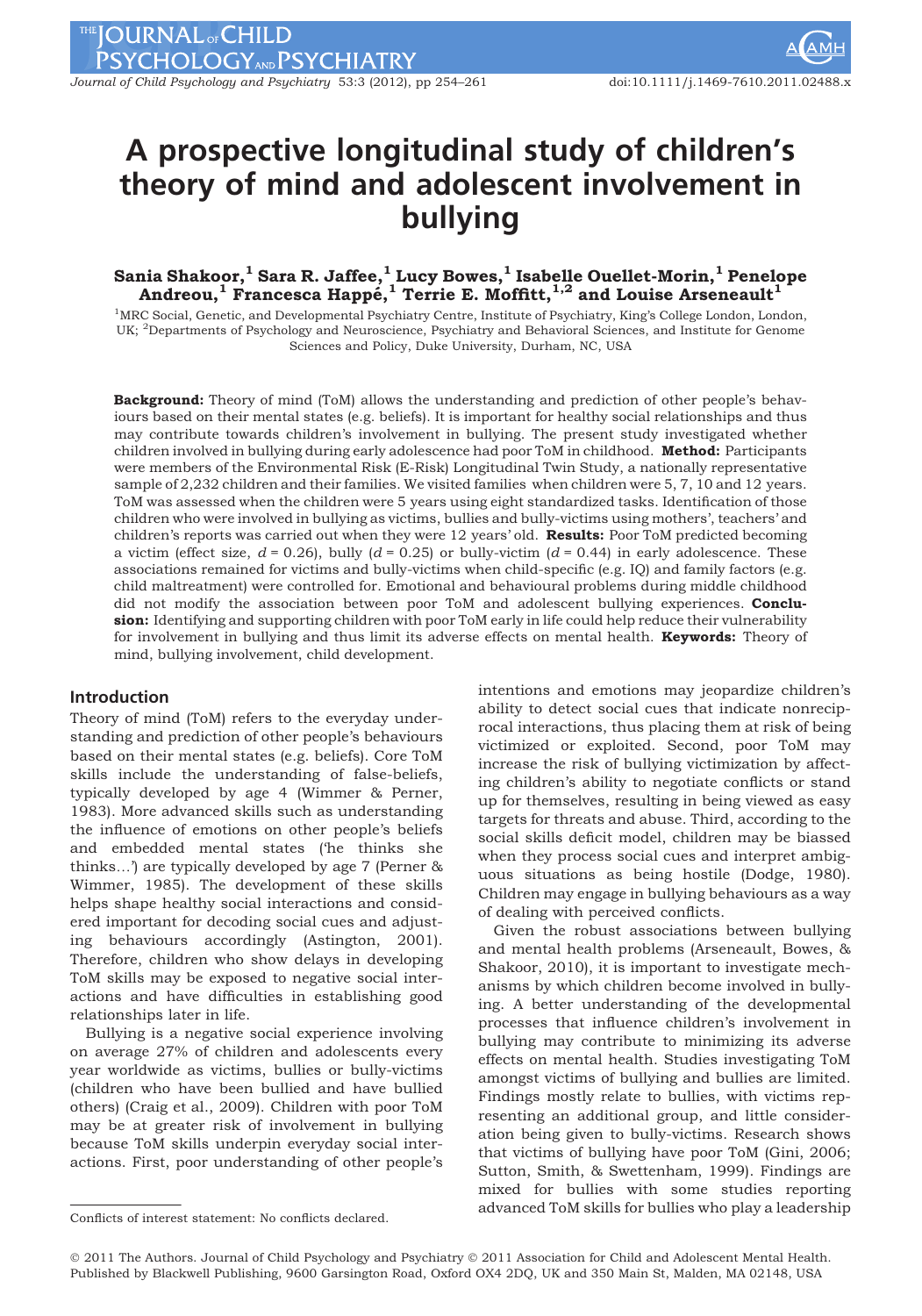# A prospective longitudinal study of children's theory of mind and adolescent involvement in bullying

**Sania Shakoor,[1] Sara R. Jaffee,[1] Lucy Bowes,[1] Isabelle Ouellet-Morin,[1] Penelope Andreou,[1] Francesca Happé,[1] Terrie E. Moffitt,[1,2] and Louise Arseneault[1]**

[1]MRC Social, Genetic, and Developmental Psychiatry Centre, Institute of Psychiatry, King's College London, London, UK; [2]Departments of Psychology and Neuroscience, Psychiatry and Behavioral Sciences, and Institute for Genome Sciences and Policy, Duke University, Durham, NC, USA

**Background:** Theory of mind (ToM) allows the understanding and prediction of other people's behaviours based on their mental states (e.g. beliefs). It is important for healthy social relationships and thus may contribute towards children's involvement in bullying. The present study investigated whether children involved in bullying during early adolescence had poor ToM in childhood. **Method:** Participants were members of the Environmental Risk (E-Risk) Longitudinal Twin Study, a nationally representative sample of 2,232 children and their families. We visited families when children were 5, 7, 10 and 12 years. ToM was assessed when the children were 5 years using eight standardized tasks. Identification of those children who were involved in bullying as victims, bullies and bully-victims using mothers', teachers' and children's reports was carried out when they were 12 years' old. **Results:** Poor ToM predicted becoming a victim (effect size, $d = 0.26$), bully ($d = 0.25$) or bully-victim ($d = 0.44$) in early adolescence. These associations remained for victims and bully-victims when child-specific (e.g. IQ) and family factors (e.g. child maltreatment) were controlled for. Emotional and behavioural problems during middle childhood did not modify the association between poor ToM and adolescent bullying experiences. **Conclusion:** Identifying and supporting children with poor ToM early in life could help reduce their vulnerability for involvement in bullying and thus limit its adverse effects on mental health. **Keywords:** Theory of mind, bullying involvement, child development.

## Introduction

Theory of mind (ToM) refers to the everyday understanding and prediction of other people's behaviours based on their mental states (e.g. beliefs). Core ToM skills include the understanding of false-beliefs, typically developed by age 4 (Wimmer & Perner, 1983). More advanced skills such as understanding the influence of emotions on other people's beliefs and embedded mental states ('he thinks she thinks…') are typically developed by age 7 (Perner & Wimmer, 1985). The development of these skills helps shape healthy social interactions and considered important for decoding social cues and adjusting behaviours accordingly (Astington, 2001). Therefore, children who show delays in developing ToM skills may be exposed to negative social interactions and have difficulties in establishing good relationships later in life.

Bullying is a negative social experience involving on average 27% of children and adolescents every year worldwide as victims, bullies or bully-victims (children who have been bullied and have bullied others) (Craig et al., 2009). Children with poor ToM may be at greater risk of involvement in bullying because ToM skills underpin everyday social interactions. First, poor understanding of other people's intentions and emotions may jeopardize children's ability to detect social cues that indicate nonreciprocal interactions, thus placing them at risk of being victimized or exploited. Second, poor ToM may increase the risk of bullying victimization by affecting children's ability to negotiate conflicts or stand up for themselves, resulting in being viewed as easy targets for threats and abuse. Third, according to the social skills deficit model, children may be biassed when they process social cues and interpret ambiguous situations as being hostile (Dodge, 1980). Children may engage in bullying behaviours as a way of dealing with perceived conflicts.

Given the robust associations between bullying and mental health problems (Arseneault, Bowes, & Shakoor, 2010), it is important to investigate mechanisms by which children become involved in bullying. A better understanding of the developmental processes that influence children's involvement in bullying may contribute to minimizing its adverse effects on mental health. Studies investigating ToM amongst victims of bullying and bullies are limited. Findings mostly relate to bullies, with victims representing an additional group, and little consideration being given to bully-victims. Research shows that victims of bullying have poor ToM (Gini, 2006; Sutton, Smith, & Swettenham, 1999). Findings are mixed for bullies with some studies reporting advanced ToM skills for bullies who play a leadership

Conflicts of interest statement: No conflicts declared.

© 2011 The Authors. Journal of Child Psychology and Psychiatry © 2011 Association for Child and Adolescent Mental Health. Published by Blackwell Publishing, 9600 Garsington Road, Oxford OX4 2DQ, UK and 350 Main St, Malden, MA 02148, USA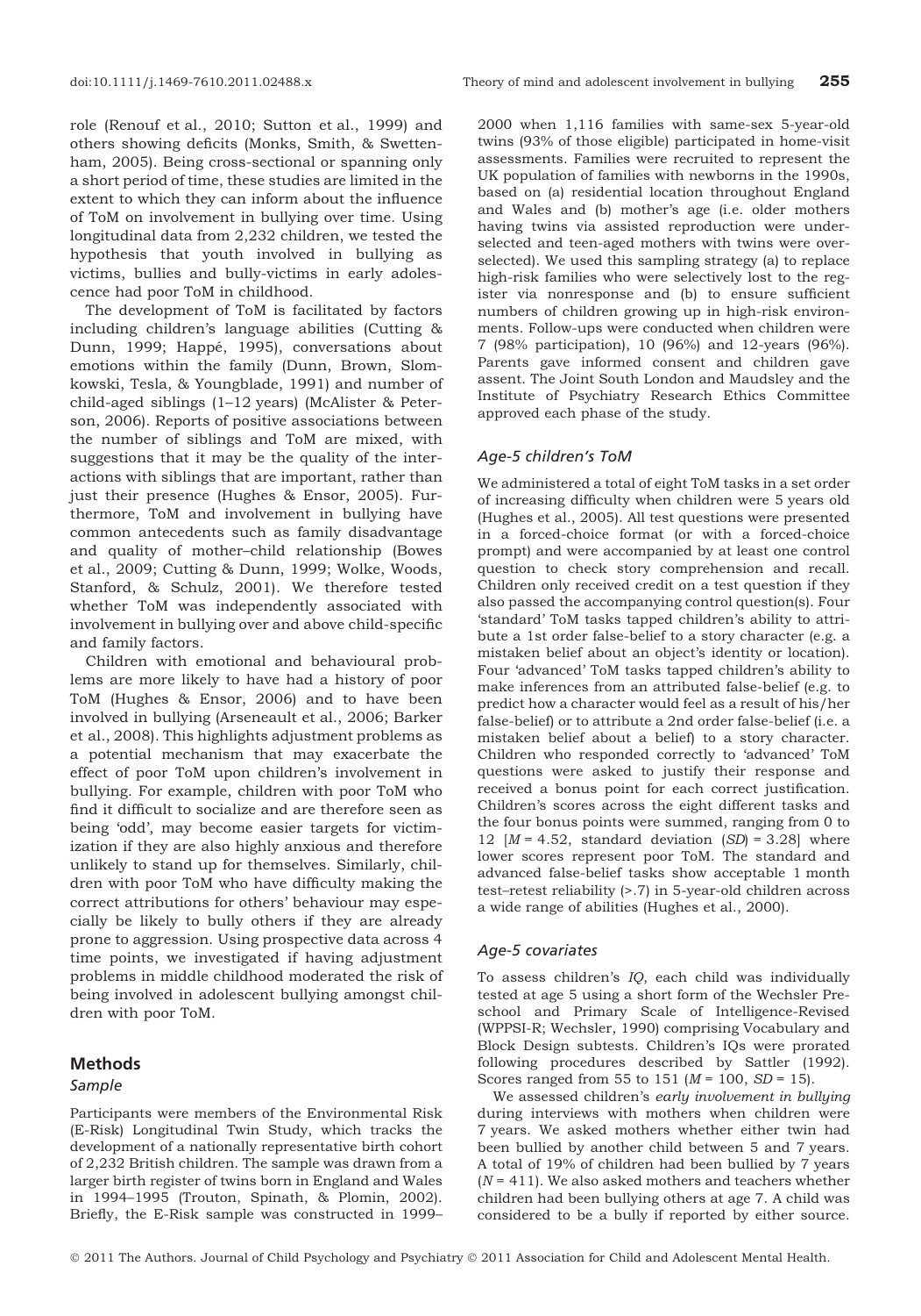role (Renouf et al., 2010; Sutton et al., 1999) and others showing deficits (Monks, Smith, & Swettenham, 2005). Being cross-sectional or spanning only a short period of time, these studies are limited in the extent to which they can inform about the influence of ToM on involvement in bullying over time. Using longitudinal data from 2,232 children, we tested the hypothesis that youth involved in bullying as victims, bullies and bully-victims in early adolescence had poor ToM in childhood.

The development of ToM is facilitated by factors including children's language abilities (Cutting & Dunn, 1999; Happé, 1995), conversations about emotions within the family (Dunn, Brown, Slomkowski, Tesla, & Youngblade, 1991) and number of child-aged siblings (1–12 years) (McAlister & Peterson, 2006). Reports of positive associations between the number of siblings and ToM are mixed, with suggestions that it may be the quality of the interactions with siblings that are important, rather than just their presence (Hughes & Ensor, 2005). Furthermore, ToM and involvement in bullying have common antecedents such as family disadvantage and quality of mother–child relationship (Bowes et al., 2009; Cutting & Dunn, 1999; Wolke, Woods, Stanford, & Schulz, 2001). We therefore tested whether ToM was independently associated with involvement in bullying over and above child-specific and family factors.

Children with emotional and behavioural problems are more likely to have had a history of poor ToM (Hughes & Ensor, 2006) and to have been involved in bullying (Arseneault et al., 2006; Barker et al., 2008). This highlights adjustment problems as a potential mechanism that may exacerbate the effect of poor ToM upon children's involvement in bullying. For example, children with poor ToM who find it difficult to socialize and are therefore seen as being 'odd', may become easier targets for victimization if they are also highly anxious and therefore unlikely to stand up for themselves. Similarly, children with poor ToM who have difficulty making the correct attributions for others' behaviour may especially be likely to bully others if they are already prone to aggression. Using prospective data across 4 time points, we investigated if having adjustment problems in middle childhood moderated the risk of being involved in adolescent bullying amongst children with poor ToM.

## Methods

### Sample

Participants were members of the Environmental Risk (E-Risk) Longitudinal Twin Study, which tracks the development of a nationally representative birth cohort of 2,232 British children. The sample was drawn from a larger birth register of twins born in England and Wales in 1994–1995 (Trouton, Spinath, & Plomin, 2002). Briefly, the E-Risk sample was constructed in 1999–2000 when 1,116 families with same-sex 5-year-old twins (93% of those eligible) participated in home-visit assessments. Families were recruited to represent the UK population of families with newborns in the 1990s, based on (a) residential location throughout England and Wales and (b) mother's age (i.e. older mothers having twins via assisted reproduction were underselected and teen-aged mothers with twins were overselected). We used this sampling strategy (a) to replace high-risk families who were selectively lost to the register via nonresponse and (b) to ensure sufficient numbers of children growing up in high-risk environments. Follow-ups were conducted when children were 7 (98% participation), 10 (96%) and 12-years (96%). Parents gave informed consent and children gave assent. The Joint South London and Maudsley and the Institute of Psychiatry Research Ethics Committee approved each phase of the study.

### *Age-5 children's ToM*

We administered a total of eight ToM tasks in a set order of increasing difficulty when children were 5 years old (Hughes et al., 2005). All test questions were presented in a forced-choice format (or with a forced-choice prompt) and were accompanied by at least one control question to check story comprehension and recall. Children only received credit on a test question if they also passed the accompanying control question(s). Four 'standard' ToM tasks tapped children's ability to attribute a 1st order false-belief to a story character (e.g. a mistaken belief about an object's identity or location). Four 'advanced' ToM tasks tapped children's ability to make inferences from an attributed false-belief (e.g. to predict how a character would feel as a result of his/her false-belief) or to attribute a 2nd order false-belief (i.e. a mistaken belief about a belief) to a story character. Children who responded correctly to 'advanced' ToM questions were asked to justify their response and received a bonus point for each correct justification. Children's scores across the eight different tasks and the four bonus points were summed, ranging from 0 to 12 [$M = 4.52$, standard deviation ($SD$) = 3.28] where lower scores represent poor ToM. The standard and advanced false-belief tasks show acceptable 1 month test–retest reliability (>.7) in 5-year-old children across a wide range of abilities (Hughes et al., 2000).

### *Age-5 covariates*

To assess children's *IQ*, each child was individually tested at age 5 using a short form of the Wechsler Preschool and Primary Scale of Intelligence-Revised (WPPSI-R; Wechsler, 1990) comprising Vocabulary and Block Design subtests. Children's IQs were prorated following procedures described by Sattler (1992). Scores ranged from 55 to 151 ($M = 100$, $SD = 15$).

We assessed children's *early involvement in bullying* during interviews with mothers when children were 7 years. We asked mothers whether either twin had been bullied by another child between 5 and 7 years. A total of 19% of children had been bullied by 7 years ($N = 411$). We also asked mothers and teachers whether children had been bullying others at age 7. A child was considered to be a bully if reported by either source.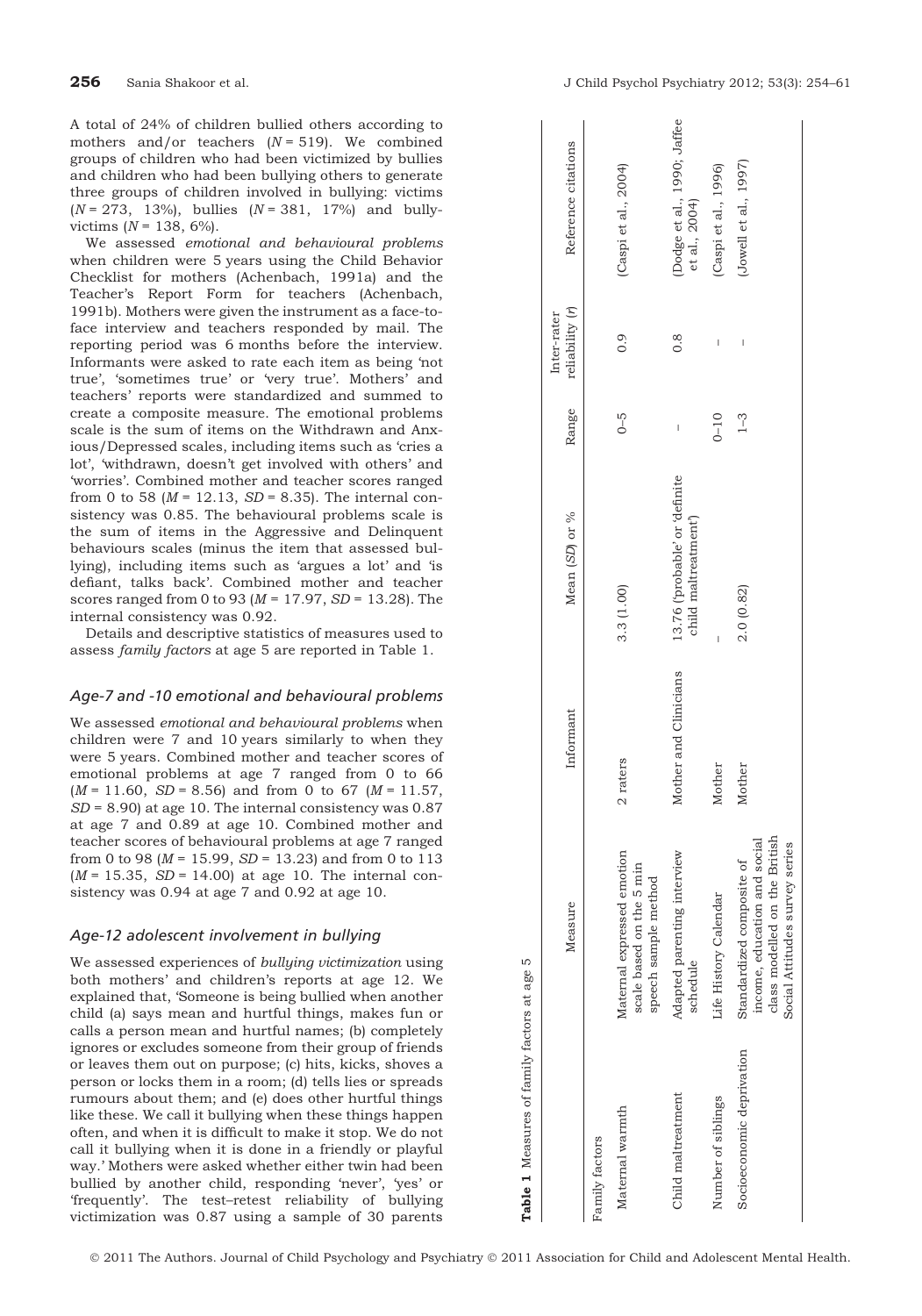A total of 24% of children bullied others according to mothers and/or teachers ($N = 519$). We combined groups of children who had been victimized by bullies and children who had been bullying others to generate three groups of children involved in bullying: victims ($N = 273$, 13%), bullies ($N = 381$, 17%) and bully-victims ($N = 138$, 6%).

We assessed *emotional and behavioural problems* when children were 5 years using the Child Behavior Checklist for mothers (Achenbach, 1991a) and the Teacher's Report Form for teachers (Achenbach, 1991b). Mothers were given the instrument as a face-to-face interview and teachers responded by mail. The reporting period was 6 months before the interview. Informants were asked to rate each item as being 'not true', 'sometimes true' or 'very true'. Mothers' and teachers' reports were standardized and summed to create a composite measure. The emotional problems scale is the sum of items on the Withdrawn and Anxious/Depressed scales, including items such as 'cries a lot', 'withdrawn, doesn't get involved with others' and 'worries'. Combined mother and teacher scores ranged from 0 to 58 ($M = 12.13$, $SD = 8.35$). The internal consistency was 0.85. The behavioural problems scale is the sum of items in the Aggressive and Delinquent behaviours scales (minus the item that assessed bullying), including items such as 'argues a lot' and 'is defiant, talks back'. Combined mother and teacher scores ranged from 0 to 93 ($M = 17.97$, $SD = 13.28$). The internal consistency was 0.92.

Details and descriptive statistics of measures used to assess *family factors* at age 5 are reported in Table 1.

### Age-7 and -10 emotional and behavioural problems

We assessed *emotional and behavioural problems* when children were 7 and 10 years similarly to when they were 5 years. Combined mother and teacher scores of emotional problems at age 7 ranged from 0 to 66 ($M = 11.60$, $SD = 8.56$) and from 0 to 67 ($M = 11.57$, $SD = 8.90$) at age 10. The internal consistency was 0.87 at age 7 and 0.89 at age 10. Combined mother and teacher scores of behavioural problems at age 7 ranged from 0 to 98 ($M = 15.99$, $SD = 13.23$) and from 0 to 113 ($M = 15.35$, $SD = 14.00$) at age 10. The internal consistency was 0.94 at age 7 and 0.92 at age 10.

### Age-12 adolescent involvement in bullying

We assessed experiences of *bullying victimization* using both mothers' and children's reports at age 12. We explained that, 'Someone is being bullied when another child (a) says mean and hurtful things, makes fun or calls a person mean and hurtful names; (b) completely ignores or excludes someone from their group of friends or leaves them out on purpose; (c) hits, kicks, shoves a person or locks them in a room; (d) tells lies or spreads rumours about them; and (e) does other hurtful things like these. We call it bullying when these things happen often, and when it is difficult to make it stop. We do not call it bullying when it is done in a friendly or playful way.' Mothers were asked whether either twin had been bullied by another child, responding 'never', 'yes' or 'frequently'. The test–retest reliability of bullying victimization was 0.87 using a sample of 30 parents

**Table 1** Measures of family factors at age 5

| | Measure | Informant | Mean (*SD*) or % | Range | Inter-rater reliability (*r*) | Reference citations |
|---|---|---|---|---|---|---|
| Family factors | | | | | | |
| Maternal warmth | Maternal expressed emotion scale based on the 5 min speech sample method | 2 raters | 3.3 (1.00) | 0–5 | 0.9 | (Caspi et al., 2004) |
| Child maltreatment | Adapted parenting interview schedule | Mother and Clinicians | 13.76 ('probable' or 'definite child maltreatment') | – | 0.8 | (Dodge et al., 1990; Jaffee et al., 2004) |
| Number of siblings | Life History Calendar | Mother | – | 0–10 | – | (Caspi et al., 1996) |
| Socioeconomic deprivation | Standardized composite of income, education and social class modelled on the British Social Attitudes survey series | Mother | 2.0 (0.82) | 1–3 | – | (Jowell et al., 1997) |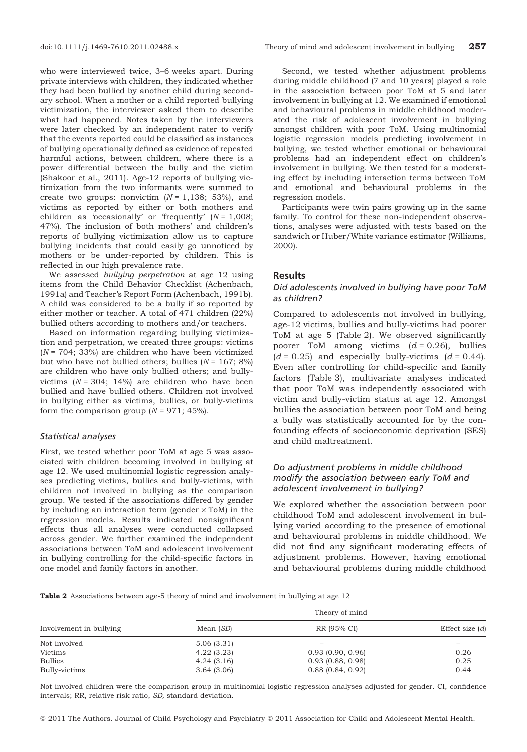who were interviewed twice, 3–6 weeks apart. During private interviews with children, they indicated whether they had been bullied by another child during secondary school. When a mother or a child reported bullying victimization, the interviewer asked them to describe what had happened. Notes taken by the interviewers were later checked by an independent rater to verify that the events reported could be classified as instances of bullying operationally defined as evidence of repeated harmful actions, between children, where there is a power differential between the bully and the victim (Shakoor et al., 2011). Age-12 reports of bullying victimization from the two informants were summed to create two groups: nonvictim ($N = 1{,}138$; 53%), and victims as reported by either or both mothers and children as 'occasionally' or 'frequently' ($N = 1{,}008$; 47%). The inclusion of both mothers' and children's reports of bullying victimization allow us to capture bullying incidents that could easily go unnoticed by mothers or be under-reported by children. This is reflected in our high prevalence rate.

We assessed *bullying perpetration* at age 12 using items from the Child Behavior Checklist (Achenbach, 1991a) and Teacher's Report Form (Achenbach, 1991b). A child was considered to be a bully if so reported by either mother or teacher. A total of 471 children (22%) bullied others according to mothers and/or teachers.

Based on information regarding bullying victimization and perpetration, we created three groups: victims ($N = 704$; 33%) are children who have been victimized but who have not bullied others; bullies ($N = 167$; 8%) are children who have only bullied others; and bully-victims ($N = 304$; 14%) are children who have been bullied and have bullied others. Children not involved in bullying either as victims, bullies, or bully-victims form the comparison group ($N = 971$; 45%).

### Statistical analyses

First, we tested whether poor ToM at age 5 was associated with children becoming involved in bullying at age 12. We used multinomial logistic regression analyses predicting victims, bullies and bully-victims, with children not involved in bullying as the comparison group. We tested if the associations differed by gender by including an interaction term (gender × ToM) in the regression models. Results indicated nonsignificant effects thus all analyses were conducted collapsed across gender. We further examined the independent associations between ToM and adolescent involvement in bullying controlling for the child-specific factors in one model and family factors in another.

Second, we tested whether adjustment problems during middle childhood (7 and 10 years) played a role in the association between poor ToM at 5 and later involvement in bullying at 12. We examined if emotional and behavioural problems in middle childhood moderated the risk of adolescent involvement in bullying amongst children with poor ToM. Using multinomial logistic regression models predicting involvement in bullying, we tested whether emotional or behavioural problems had an independent effect on children's involvement in bullying. We then tested for a moderating effect by including interaction terms between ToM and emotional and behavioural problems in the regression models.

Participants were twin pairs growing up in the same family. To control for these non-independent observations, analyses were adjusted with tests based on the sandwich or Huber/White variance estimator (Williams, 2000).

## Results

### Did adolescents involved in bullying have poor ToM as children?

Compared to adolescents not involved in bullying, age-12 victims, bullies and bully-victims had poorer ToM at age 5 (Table 2). We observed significantly poorer ToM among victims ($d = 0.26$), bullies ($d = 0.25$) and especially bully-victims ($d = 0.44$). Even after controlling for child-specific and family factors (Table 3), multivariate analyses indicated that poor ToM was independently associated with victim and bully-victim status at age 12. Amongst bullies the association between poor ToM and being a bully was statistically accounted for by the confounding effects of socioeconomic deprivation (SES) and child maltreatment.

### Do adjustment problems in middle childhood modify the association between early ToM and adolescent involvement in bullying?

We explored whether the association between poor childhood ToM and adolescent involvement in bullying varied according to the presence of emotional and behavioural problems in middle childhood. We did not find any significant moderating effects of adjustment problems. However, having emotional and behavioural problems during middle childhood

**Table 2** Associations between age-5 theory of mind and involvement in bullying at age 12

| Involvement in bullying | Theory of mind | | |
|---|---|---|---|
| | Mean (*SD*) | RR (95% CI) | Effect size (*d*) |
| Not-involved | 5.06 (3.31) | – | – |
| Victims | 4.22 (3.23) | 0.93 (0.90, 0.96) | 0.26 |
| Bullies | 4.24 (3.16) | 0.93 (0.88, 0.98) | 0.25 |
| Bully-victims | 3.64 (3.06) | 0.88 (0.84, 0.92) | 0.44 |

Not-involved children were the comparison group in multinomial logistic regression analyses adjusted for gender. CI, confidence intervals; RR, relative risk ratio, *SD*, standard deviation.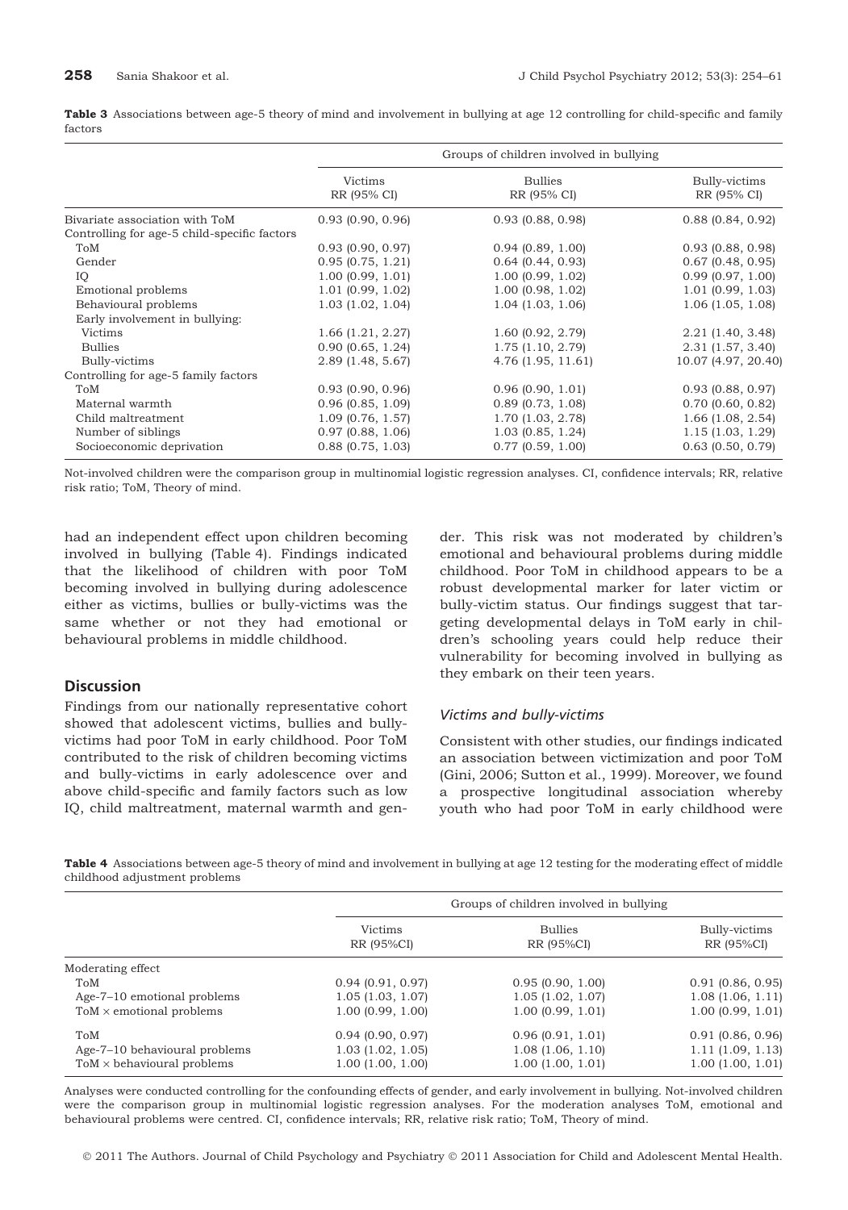**Table 3** Associations between age-5 theory of mind and involvement in bullying at age 12 controlling for child-specific and family factors

| | Groups of children involved in bullying | | |
|---|---|---|---|
| | Victims RR (95% CI) | Bullies RR (95% CI) | Bully-victims RR (95% CI) |
| Bivariate association with ToM | 0.93 (0.90, 0.96) | 0.93 (0.88, 0.98) | 0.88 (0.84, 0.92) |
| Controlling for age-5 child-specific factors | | | |
| ToM | 0.93 (0.90, 0.97) | 0.94 (0.89, 1.00) | 0.93 (0.88, 0.98) |
| Gender | 0.95 (0.75, 1.21) | 0.64 (0.44, 0.93) | 0.67 (0.48, 0.95) |
| IQ | 1.00 (0.99, 1.01) | 1.00 (0.99, 1.02) | 0.99 (0.97, 1.00) |
| Emotional problems | 1.01 (0.99, 1.02) | 1.00 (0.98, 1.02) | 1.01 (0.99, 1.03) |
| Behavioural problems | 1.03 (1.02, 1.04) | 1.04 (1.03, 1.06) | 1.06 (1.05, 1.08) |
| Early involvement in bullying: | | | |
| Victims | 1.66 (1.21, 2.27) | 1.60 (0.92, 2.79) | 2.21 (1.40, 3.48) |
| Bullies | 0.90 (0.65, 1.24) | 1.75 (1.10, 2.79) | 2.31 (1.57, 3.40) |
| Bully-victims | 2.89 (1.48, 5.67) | 4.76 (1.95, 11.61) | 10.07 (4.97, 20.40) |
| Controlling for age-5 family factors | | | |
| ToM | 0.93 (0.90, 0.96) | 0.96 (0.90, 1.01) | 0.93 (0.88, 0.97) |
| Maternal warmth | 0.96 (0.85, 1.09) | 0.89 (0.73, 1.08) | 0.70 (0.60, 0.82) |
| Child maltreatment | 1.09 (0.76, 1.57) | 1.70 (1.03, 2.78) | 1.66 (1.08, 2.54) |
| Number of siblings | 0.97 (0.88, 1.06) | 1.03 (0.85, 1.24) | 1.15 (1.03, 1.29) |
| Socioeconomic deprivation | 0.88 (0.75, 1.03) | 0.77 (0.59, 1.00) | 0.63 (0.50, 0.79) |

Not-involved children were the comparison group in multinomial logistic regression analyses. CI, confidence intervals; RR, relative risk ratio; ToM, Theory of mind.

had an independent effect upon children becoming involved in bullying (Table 4). Findings indicated that the likelihood of children with poor ToM becoming involved in bullying during adolescence either as victims, bullies or bully-victims was the same whether or not they had emotional or behavioural problems in middle childhood.

## Discussion

Findings from our nationally representative cohort showed that adolescent victims, bullies and bully-victims had poor ToM in early childhood. Poor ToM contributed to the risk of children becoming victims and bully-victims in early adolescence over and above child-specific and family factors such as low IQ, child maltreatment, maternal warmth and gender. This risk was not moderated by children's emotional and behavioural problems during middle childhood. Poor ToM in childhood appears to be a robust developmental marker for later victim or bully-victim status. Our findings suggest that targeting developmental delays in ToM early in children's schooling years could help reduce their vulnerability for becoming involved in bullying as they embark on their teen years.

### *Victims and bully-victims*

Consistent with other studies, our findings indicated an association between victimization and poor ToM (Gini, 2006; Sutton et al., 1999). Moreover, we found a prospective longitudinal association whereby youth who had poor ToM in early childhood were

**Table 4** Associations between age-5 theory of mind and involvement in bullying at age 12 testing for the moderating effect of middle childhood adjustment problems

| | Groups of children involved in bullying | | |
|---|---|---|---|
| | Victims RR (95%CI) | Bullies RR (95%CI) | Bully-victims RR (95%CI) |
| Moderating effect | | | |
| ToM | 0.94 (0.91, 0.97) | 0.95 (0.90, 1.00) | 0.91 (0.86, 0.95) |
| Age-7–10 emotional problems | 1.05 (1.03, 1.07) | 1.05 (1.02, 1.07) | 1.08 (1.06, 1.11) |
| ToM × emotional problems | 1.00 (0.99, 1.00) | 1.00 (0.99, 1.01) | 1.00 (0.99, 1.01) |
| ToM | 0.94 (0.90, 0.97) | 0.96 (0.91, 1.01) | 0.91 (0.86, 0.96) |
| Age-7–10 behavioural problems | 1.03 (1.02, 1.05) | 1.08 (1.06, 1.10) | 1.11 (1.09, 1.13) |
| ToM × behavioural problems | 1.00 (1.00, 1.00) | 1.00 (1.00, 1.01) | 1.00 (1.00, 1.01) |

Analyses were conducted controlling for the confounding effects of gender, and early involvement in bullying. Not-involved children were the comparison group in multinomial logistic regression analyses. For the moderation analyses ToM, emotional and behavioural problems were centred. CI, confidence intervals; RR, relative risk ratio; ToM, Theory of mind.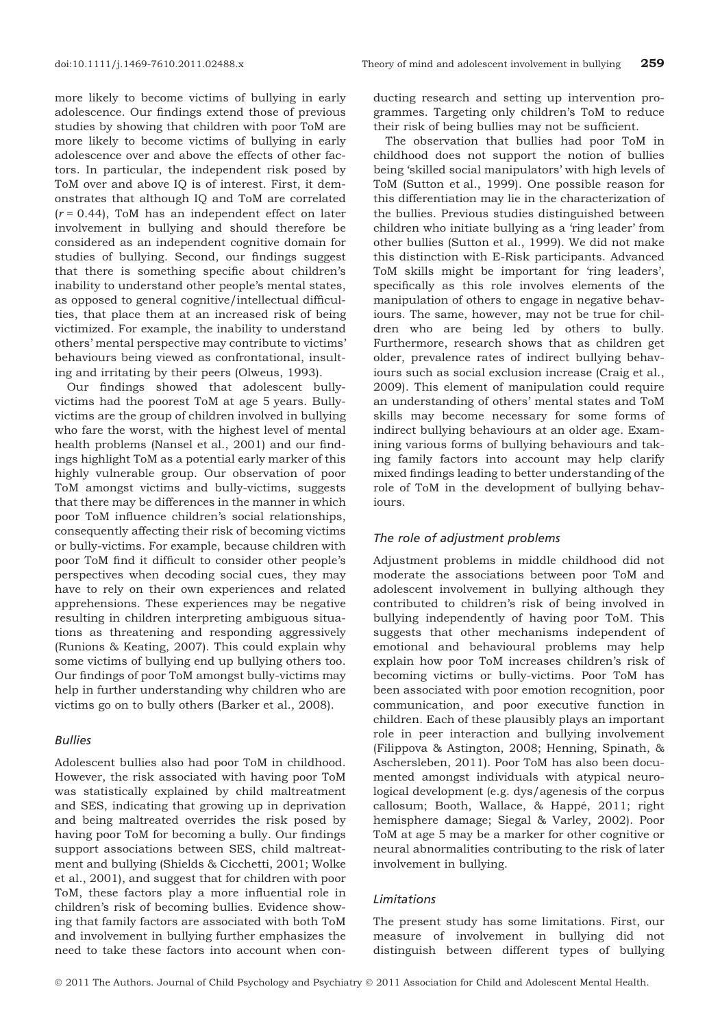more likely to become victims of bullying in early adolescence. Our findings extend those of previous studies by showing that children with poor ToM are more likely to become victims of bullying in early adolescence over and above the effects of other factors. In particular, the independent risk posed by ToM over and above IQ is of interest. First, it demonstrates that although IQ and ToM are correlated ($r = 0.44$), ToM has an independent effect on later involvement in bullying and should therefore be considered as an independent cognitive domain for studies of bullying. Second, our findings suggest that there is something specific about children's inability to understand other people's mental states, as opposed to general cognitive/intellectual difficulties, that place them at an increased risk of being victimized. For example, the inability to understand others' mental perspective may contribute to victims' behaviours being viewed as confrontational, insulting and irritating by their peers (Olweus, 1993).

Our findings showed that adolescent bully-victims had the poorest ToM at age 5 years. Bully-victims are the group of children involved in bullying who fare the worst, with the highest level of mental health problems (Nansel et al., 2001) and our findings highlight ToM as a potential early marker of this highly vulnerable group. Our observation of poor ToM amongst victims and bully-victims, suggests that there may be differences in the manner in which poor ToM influence children's social relationships, consequently affecting their risk of becoming victims or bully-victims. For example, because children with poor ToM find it difficult to consider other people's perspectives when decoding social cues, they may have to rely on their own experiences and related apprehensions. These experiences may be negative resulting in children interpreting ambiguous situations as threatening and responding aggressively (Runions & Keating, 2007). This could explain why some victims of bullying end up bullying others too. Our findings of poor ToM amongst bully-victims may help in further understanding why children who are victims go on to bully others (Barker et al., 2008).

### *Bullies*

Adolescent bullies also had poor ToM in childhood. However, the risk associated with having poor ToM was statistically explained by child maltreatment and SES, indicating that growing up in deprivation and being maltreated overrides the risk posed by having poor ToM for becoming a bully. Our findings support associations between SES, child maltreatment and bullying (Shields & Cicchetti, 2001; Wolke et al., 2001), and suggest that for children with poor ToM, these factors play a more influential role in children's risk of becoming bullies. Evidence showing that family factors are associated with both ToM and involvement in bullying further emphasizes the need to take these factors into account when conducting research and setting up intervention programmes. Targeting only children's ToM to reduce their risk of being bullies may not be sufficient.

The observation that bullies had poor ToM in childhood does not support the notion of bullies being 'skilled social manipulators' with high levels of ToM (Sutton et al., 1999). One possible reason for this differentiation may lie in the characterization of the bullies. Previous studies distinguished between children who initiate bullying as a 'ring leader' from other bullies (Sutton et al., 1999). We did not make this distinction with E-Risk participants. Advanced ToM skills might be important for 'ring leaders', specifically as this role involves elements of the manipulation of others to engage in negative behaviours. The same, however, may not be true for children who are being led by others to bully. Furthermore, research shows that as children get older, prevalence rates of indirect bullying behaviours such as social exclusion increase (Craig et al., 2009). This element of manipulation could require an understanding of others' mental states and ToM skills may become necessary for some forms of indirect bullying behaviours at an older age. Examining various forms of bullying behaviours and taking family factors into account may help clarify mixed findings leading to better understanding of the role of ToM in the development of bullying behaviours.

### *The role of adjustment problems*

Adjustment problems in middle childhood did not moderate the associations between poor ToM and adolescent involvement in bullying although they contributed to children's risk of being involved in bullying independently of having poor ToM. This suggests that other mechanisms independent of emotional and behavioural problems may help explain how poor ToM increases children's risk of becoming victims or bully-victims. Poor ToM has been associated with poor emotion recognition, poor communication, and poor executive function in children. Each of these plausibly plays an important role in peer interaction and bullying involvement (Filippova & Astington, 2008; Henning, Spinath, & Aschersleben, 2011). Poor ToM has also been documented amongst individuals with atypical neurological development (e.g. dys/agenesis of the corpus callosum; Booth, Wallace, & Happé, 2011; right hemisphere damage; Siegal & Varley, 2002). Poor ToM at age 5 may be a marker for other cognitive or neural abnormalities contributing to the risk of later involvement in bullying.

### *Limitations*

The present study has some limitations. First, our measure of involvement in bullying did not distinguish between different types of bullying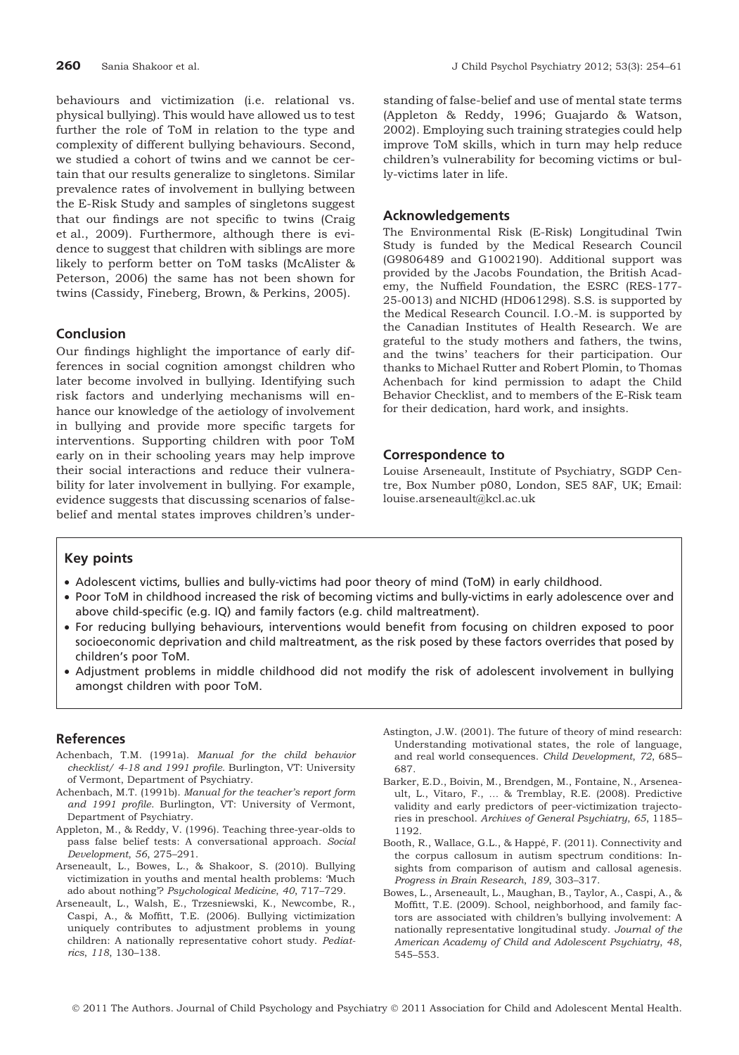behaviours and victimization (i.e. relational vs. physical bullying). This would have allowed us to test further the role of ToM in relation to the type and complexity of different bullying behaviours. Second, we studied a cohort of twins and we cannot be certain that our results generalize to singletons. Similar prevalence rates of involvement in bullying between the E-Risk Study and samples of singletons suggest that our findings are not specific to twins (Craig et al., 2009). Furthermore, although there is evidence to suggest that children with siblings are more likely to perform better on ToM tasks (McAlister & Peterson, 2006) the same has not been shown for twins (Cassidy, Fineberg, Brown, & Perkins, 2005).

## Conclusion

Our findings highlight the importance of early differences in social cognition amongst children who later become involved in bullying. Identifying such risk factors and underlying mechanisms will enhance our knowledge of the aetiology of involvement in bullying and provide more specific targets for interventions. Supporting children with poor ToM early on in their schooling years may help improve their social interactions and reduce their vulnerability for later involvement in bullying. For example, evidence suggests that discussing scenarios of false-belief and mental states improves children's understanding of false-belief and use of mental state terms (Appleton & Reddy, 1996; Guajardo & Watson, 2002). Employing such training strategies could help improve ToM skills, which in turn may help reduce children's vulnerability for becoming victims or bully-victims later in life.

## Acknowledgements

The Environmental Risk (E-Risk) Longitudinal Twin Study is funded by the Medical Research Council (G9806489 and G1002190). Additional support was provided by the Jacobs Foundation, the British Academy, the Nuffield Foundation, the ESRC (RES-177-25-0013) and NICHD (HD061298). S.S. is supported by the Medical Research Council. I.O.-M. is supported by the Canadian Institutes of Health Research. We are grateful to the study mothers and fathers, the twins, and the twins' teachers for their participation. Our thanks to Michael Rutter and Robert Plomin, to Thomas Achenbach for kind permission to adapt the Child Behavior Checklist, and to members of the E-Risk team for their dedication, hard work, and insights.

## Correspondence to

Louise Arseneault, Institute of Psychiatry, SGDP Centre, Box Number p080, London, SE5 8AF, UK; Email: louise.arseneault@kcl.ac.uk

## Key points

- Adolescent victims, bullies and bully-victims had poor theory of mind (ToM) in early childhood.
- Poor ToM in childhood increased the risk of becoming victims and bully-victims in early adolescence over and above child-specific (e.g. IQ) and family factors (e.g. child maltreatment).
- For reducing bullying behaviours, interventions would benefit from focusing on children exposed to poor socioeconomic deprivation and child maltreatment, as the risk posed by these factors overrides that posed by children's poor ToM.
- Adjustment problems in middle childhood did not modify the risk of adolescent involvement in bullying amongst children with poor ToM.

## References

Achenbach, T.M. (1991a). *Manual for the child behavior checklist/ 4-18 and 1991 profile*. Burlington, VT: University of Vermont, Department of Psychiatry.

Achenbach, M.T. (1991b). *Manual for the teacher's report form and 1991 profile*. Burlington, VT: University of Vermont, Department of Psychiatry.

Appleton, M., & Reddy, V. (1996). Teaching three-year-olds to pass false belief tests: A conversational approach. *Social Development*, *56*, 275–291.

Arseneault, L., Bowes, L., & Shakoor, S. (2010). Bullying victimization in youths and mental health problems: 'Much ado about nothing'? *Psychological Medicine*, *40*, 717–729.

Arseneault, L., Walsh, E., Trzesniewski, K., Newcombe, R., Caspi, A., & Moffitt, T.E. (2006). Bullying victimization uniquely contributes to adjustment problems in young children: A nationally representative cohort study. *Pediatrics*, *118*, 130–138.

Astington, J.W. (2001). The future of theory of mind research: Understanding motivational states, the role of language, and real world consequences. *Child Development*, *72*, 685–687.

Barker, E.D., Boivin, M., Brendgen, M., Fontaine, N., Arseneault, L., Vitaro, F., … & Tremblay, R.E. (2008). Predictive validity and early predictors of peer-victimization trajectories in preschool. *Archives of General Psychiatry*, *65*, 1185–1192.

Booth, R., Wallace, G.L., & Happé, F. (2011). Connectivity and the corpus callosum in autism spectrum conditions: Insights from comparison of autism and callosal agenesis. *Progress in Brain Research*, *189*, 303–317.

Bowes, L., Arseneault, L., Maughan, B., Taylor, A., Caspi, A., & Moffitt, T.E. (2009). School, neighborhood, and family factors are associated with children's bullying involvement: A nationally representative longitudinal study. *Journal of the American Academy of Child and Adolescent Psychiatry*, *48*, 545–553.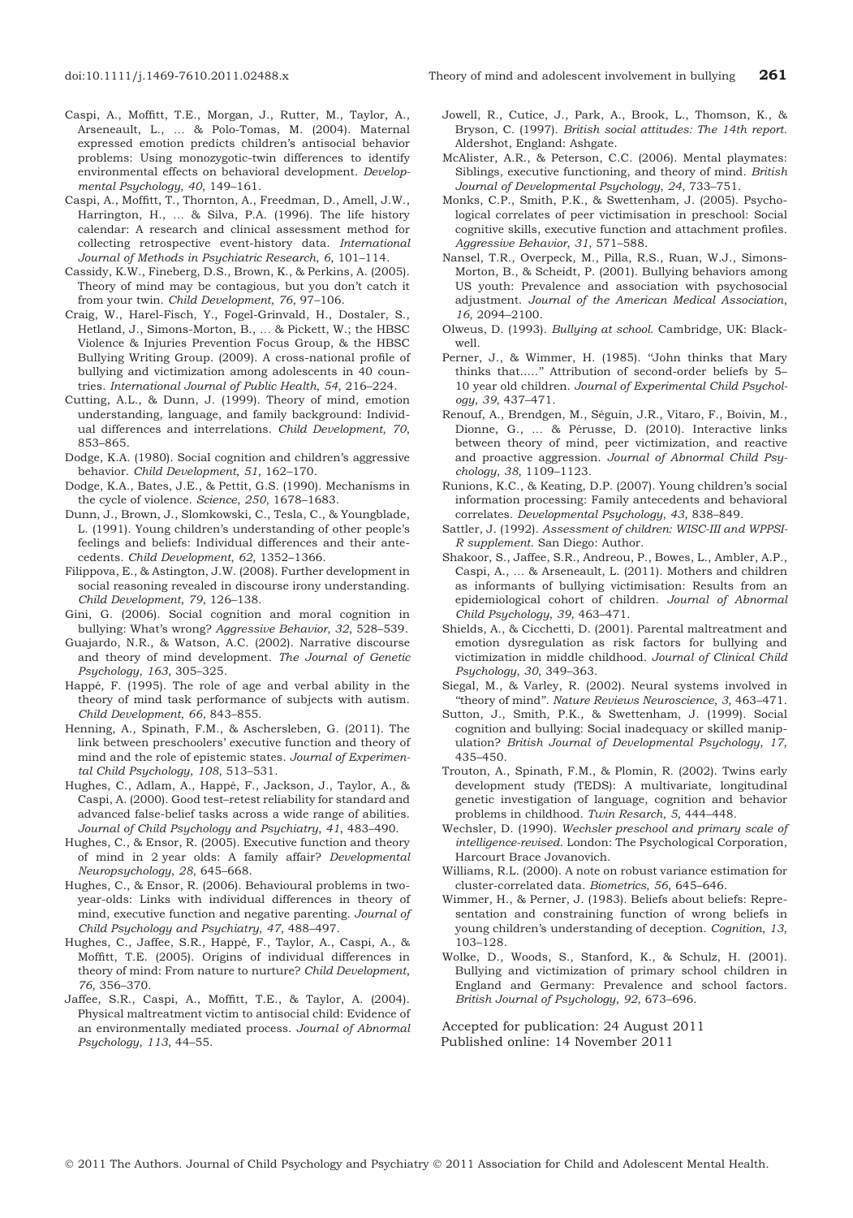Caspi, A., Moffitt, T.E., Morgan, J., Rutter, M., Taylor, A., Arseneault, L., … & Polo-Tomas, M. (2004). Maternal expressed emotion predicts children's antisocial behavior problems: Using monozygotic-twin differences to identify environmental effects on behavioral development. *Developmental Psychology*, *40*, 149–161.

Caspi, A., Moffitt, T., Thornton, A., Freedman, D., Amell, J.W., Harrington, H., … & Silva, P.A. (1996). The life history calendar: A research and clinical assessment method for collecting retrospective event-history data. *International Journal of Methods in Psychiatric Research*, *6*, 101–114.

Cassidy, K.W., Fineberg, D.S., Brown, K., & Perkins, A. (2005). Theory of mind may be contagious, but you don't catch it from your twin. *Child Development*, *76*, 97–106.

Craig, W., Harel-Fisch, Y., Fogel-Grinvald, H., Dostaler, S., Hetland, J., Simons-Morton, B., … & Pickett, W.; the HBSC Violence & Injuries Prevention Focus Group, & the HBSC Bullying Writing Group. (2009). A cross-national profile of bullying and victimization among adolescents in 40 countries. *International Journal of Public Health*, *54*, 216–224.

Cutting, A.L., & Dunn, J. (1999). Theory of mind, emotion understanding, language, and family background: Individual differences and interrelations. *Child Development*, *70*, 853–865.

Dodge, K.A. (1980). Social cognition and children's aggressive behavior. *Child Development*, *51*, 162–170.

Dodge, K.A., Bates, J.E., & Pettit, G.S. (1990). Mechanisms in the cycle of violence. *Science*, *250*, 1678–1683.

Dunn, J., Brown, J., Slomkowski, C., Tesla, C., & Youngblade, L. (1991). Young children's understanding of other people's feelings and beliefs: Individual differences and their antecedents. *Child Development*, *62*, 1352–1366.

Filippova, E., & Astington, J.W. (2008). Further development in social reasoning revealed in discourse irony understanding. *Child Development*, *79*, 126–138.

Gini, G. (2006). Social cognition and moral cognition in bullying: What's wrong? *Aggressive Behavior*, *32*, 528–539.

Guajardo, N.R., & Watson, A.C. (2002). Narrative discourse and theory of mind development. *The Journal of Genetic Psychology*, *163*, 305–325.

Happé, F. (1995). The role of age and verbal ability in the theory of mind task performance of subjects with autism. *Child Development*, *66*, 843–855.

Henning, A., Spinath, F.M., & Aschersleben, G. (2011). The link between preschoolers' executive function and theory of mind and the role of epistemic states. *Journal of Experimental Child Psychology*, *108*, 513–531.

Hughes, C., Adlam, A., Happé, F., Jackson, J., Taylor, A., & Caspi, A. (2000). Good test–retest reliability for standard and advanced false-belief tasks across a wide range of abilities. *Journal of Child Psychology and Psychiatry*, *41*, 483–490.

Hughes, C., & Ensor, R. (2005). Executive function and theory of mind in 2 year olds: A family affair? *Developmental Neuropsychology*, *28*, 645–668.

Hughes, C., & Ensor, R. (2006). Behavioural problems in two-year-olds: Links with individual differences in theory of mind, executive function and negative parenting. *Journal of Child Psychology and Psychiatry*, *47*, 488–497.

Hughes, C., Jaffee, S.R., Happé, F., Taylor, A., Caspi, A., & Moffitt, T.E. (2005). Origins of individual differences in theory of mind: From nature to nurture? *Child Development*, *76*, 356–370.

Jaffee, S.R., Caspi, A., Moffitt, T.E., & Taylor, A. (2004). Physical maltreatment victim to antisocial child: Evidence of an environmentally mediated process. *Journal of Abnormal Psychology*, *113*, 44–55.

Jowell, R., Cutice, J., Park, A., Brook, L., Thomson, K., & Bryson, C. (1997). *British social attitudes: The 14th report.* Aldershot, England: Ashgate.

McAlister, A.R., & Peterson, C.C. (2006). Mental playmates: Siblings, executive functioning, and theory of mind. *British Journal of Developmental Psychology*, *24*, 733–751.

Monks, C.P., Smith, P.K., & Swettenham, J. (2005). Psychological correlates of peer victimisation in preschool: Social cognitive skills, executive function and attachment profiles. *Aggressive Behavior*, *31*, 571–588.

Nansel, T.R., Overpeck, M., Pilla, R.S., Ruan, W.J., Simons-Morton, B., & Scheidt, P. (2001). Bullying behaviors among US youth: Prevalence and association with psychosocial adjustment. *Journal of the American Medical Association*, *16*, 2094–2100.

Olweus, D. (1993). *Bullying at school*. Cambridge, UK: Blackwell.

Perner, J., & Wimmer, H. (1985). "John thinks that Mary thinks that….." Attribution of second-order beliefs by 5–10 year old children. *Journal of Experimental Child Psychology*, *39*, 437–471.

Renouf, A., Brendgen, M., Séguin, J.R., Vitaro, F., Boivin, M., Dionne, G., … & Pérusse, D. (2010). Interactive links between theory of mind, peer victimization, and reactive and proactive aggression. *Journal of Abnormal Child Psychology*, *38*, 1109–1123.

Runions, K.C., & Keating, D.P. (2007). Young children's social information processing: Family antecedents and behavioral correlates. *Developmental Psychology*, *43*, 838–849.

Sattler, J. (1992). *Assessment of children: WISC-III and WPPSI-R supplement*. San Diego: Author.

Shakoor, S., Jaffee, S.R., Andreou, P., Bowes, L., Ambler, A.P., Caspi, A., … & Arseneault, L. (2011). Mothers and children as informants of bullying victimisation: Results from an epidemiological cohort of children. *Journal of Abnormal Child Psychology*, *39*, 463–471.

Shields, A., & Cicchetti, D. (2001). Parental maltreatment and emotion dysregulation as risk factors for bullying and victimization in middle childhood. *Journal of Clinical Child Psychology*, *30*, 349–363.

Siegal, M., & Varley, R. (2002). Neural systems involved in "theory of mind". *Nature Reviews Neuroscience*, *3*, 463–471.

Sutton, J., Smith, P.K., & Swettenham, J. (1999). Social cognition and bullying: Social inadequacy or skilled manipulation? *British Journal of Developmental Psychology*, *17*, 435–450.

Trouton, A., Spinath, F.M., & Plomin, R. (2002). Twins early development study (TEDS): A multivariate, longitudinal genetic investigation of language, cognition and behavior problems in childhood. *Twin Resarch*, *5*, 444–448.

Wechsler, D. (1990). *Wechsler preschool and primary scale of intelligence-revised*. London: The Psychological Corporation, Harcourt Brace Jovanovich.

Williams, R.L. (2000). A note on robust variance estimation for cluster-correlated data. *Biometrics*, *56*, 645–646.

Wimmer, H., & Perner, J. (1983). Beliefs about beliefs: Representation and constraining function of wrong beliefs in young children's understanding of deception. *Cognition*, *13*, 103–128.

Wolke, D., Woods, S., Stanford, K., & Schulz, H. (2001). Bullying and victimization of primary school children in England and Germany: Prevalence and school factors. *British Journal of Psychology*, *92*, 673–696.

Accepted for publication: 24 August 2011
Published online: 14 November 2011